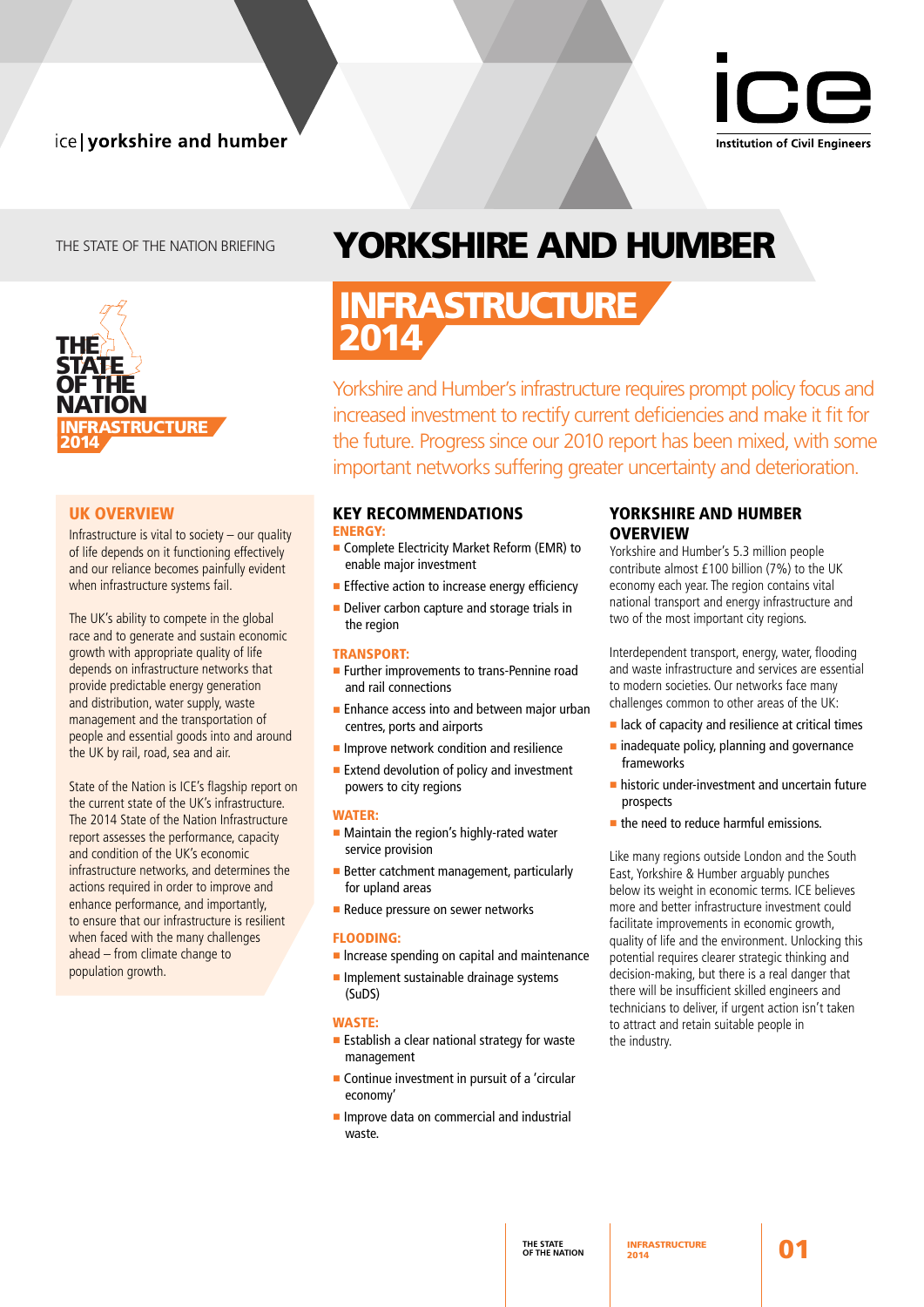ice | yorkshire and humber

ice
Institution of Civil Engineers

THE STATE OF THE NATION BRIEFING

# YORKSHIRE AND HUMBER

# INFRASTRUCTURE 2014

THE STATE OF THE NATION
INFRASTRUCTURE 2014

Yorkshire and Humber's infrastructure requires prompt policy focus and increased investment to rectify current deficiencies and make it fit for the future. Progress since our 2010 report has been mixed, with some important networks suffering greater uncertainty and deterioration.

## UK OVERVIEW

Infrastructure is vital to society – our quality of life depends on it functioning effectively and our reliance becomes painfully evident when infrastructure systems fail.

The UK's ability to compete in the global race and to generate and sustain economic growth with appropriate quality of life depends on infrastructure networks that provide predictable energy generation and distribution, water supply, waste management and the transportation of people and essential goods into and around the UK by rail, road, sea and air.

State of the Nation is ICE's flagship report on the current state of the UK's infrastructure. The 2014 State of the Nation Infrastructure report assesses the performance, capacity and condition of the UK's economic infrastructure networks, and determines the actions required in order to improve and enhance performance, and importantly, to ensure that our infrastructure is resilient when faced with the many challenges ahead – from climate change to population growth.

## KEY RECOMMENDATIONS

### ENERGY:

- Complete Electricity Market Reform (EMR) to enable major investment
- Effective action to increase energy efficiency
- Deliver carbon capture and storage trials in the region

### TRANSPORT:

- Further improvements to trans-Pennine road and rail connections
- Enhance access into and between major urban centres, ports and airports
- Improve network condition and resilience
- Extend devolution of policy and investment powers to city regions

### WATER:

- Maintain the region's highly-rated water service provision
- Better catchment management, particularly for upland areas
- Reduce pressure on sewer networks

### FLOODING:

- Increase spending on capital and maintenance
- Implement sustainable drainage systems (SuDS)

### WASTE:

- Establish a clear national strategy for waste management
- Continue investment in pursuit of a 'circular economy'
- Improve data on commercial and industrial waste.

## YORKSHIRE AND HUMBER OVERVIEW

Yorkshire and Humber's 5.3 million people contribute almost £100 billion (7%) to the UK economy each year. The region contains vital national transport and energy infrastructure and two of the most important city regions.

Interdependent transport, energy, water, flooding and waste infrastructure and services are essential to modern societies. Our networks face many challenges common to other areas of the UK:

- lack of capacity and resilience at critical times
- inadequate policy, planning and governance frameworks
- historic under-investment and uncertain future prospects
- the need to reduce harmful emissions.

Like many regions outside London and the South East, Yorkshire & Humber arguably punches below its weight in economic terms. ICE believes more and better infrastructure investment could facilitate improvements in economic growth, quality of life and the environment. Unlocking this potential requires clearer strategic thinking and decision-making, but there is a real danger that there will be insufficient skilled engineers and technicians to deliver, if urgent action isn't taken to attract and retain suitable people in the industry.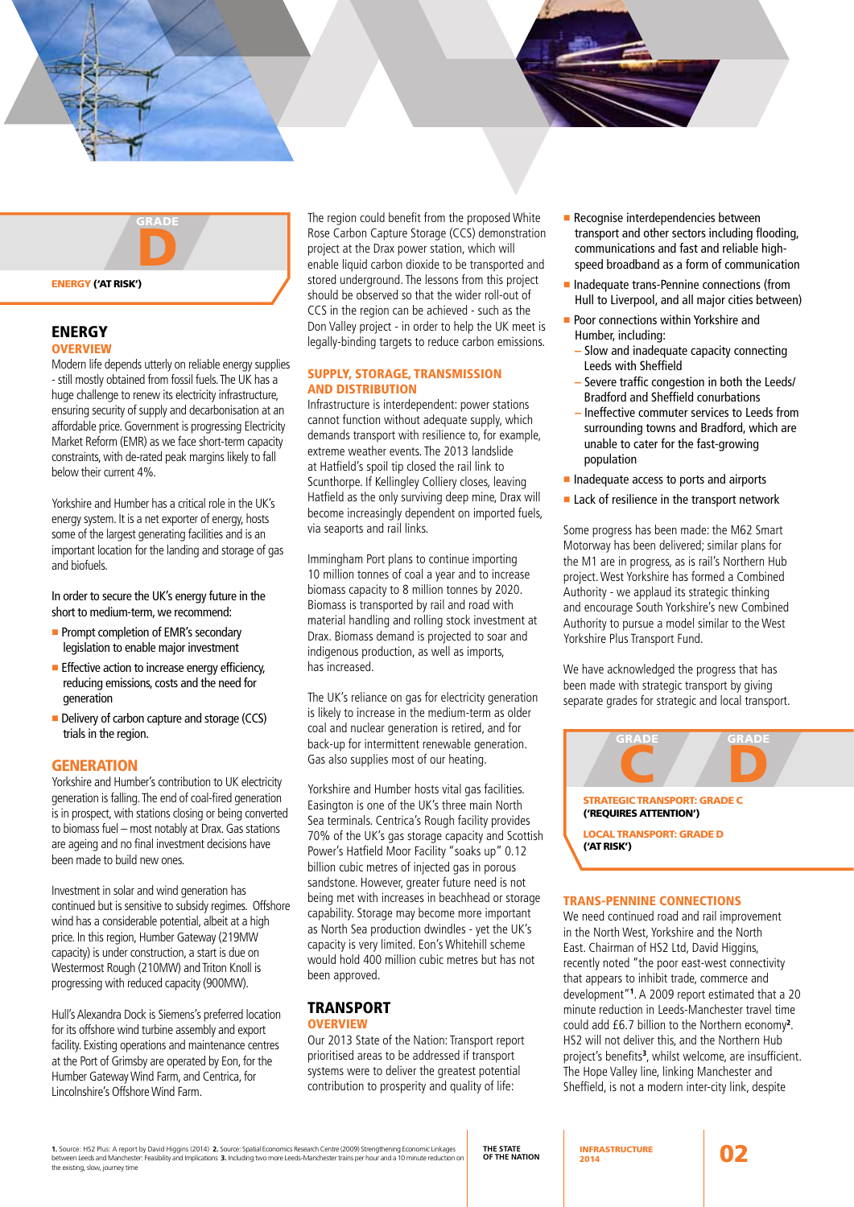GRADE

D

**ENERGY ('AT RISK')**

## ENERGY

### OVERVIEW

Modern life depends utterly on reliable energy supplies - still mostly obtained from fossil fuels. The UK has a huge challenge to renew its electricity infrastructure, ensuring security of supply and decarbonisation at an affordable price. Government is progressing Electricity Market Reform (EMR) as we face short-term capacity constraints, with de-rated peak margins likely to fall below their current 4%.

Yorkshire and Humber has a critical role in the UK's energy system. It is a net exporter of energy, hosts some of the largest generating facilities and is an important location for the landing and storage of gas and biofuels.

In order to secure the UK's energy future in the short to medium-term, we recommend:

- Prompt completion of EMR's secondary legislation to enable major investment
- Effective action to increase energy efficiency, reducing emissions, costs and the need for generation
- Delivery of carbon capture and storage (CCS) trials in the region.

### GENERATION

Yorkshire and Humber's contribution to UK electricity generation is falling. The end of coal-fired generation is in prospect, with stations closing or being converted to biomass fuel – most notably at Drax. Gas stations are ageing and no final investment decisions have been made to build new ones.

Investment in solar and wind generation has continued but is sensitive to subsidy regimes. Offshore wind has a considerable potential, albeit at a high price. In this region, Humber Gateway (219MW capacity) is under construction, a start is due on Westermost Rough (210MW) and Triton Knoll is progressing with reduced capacity (900MW).

Hull's Alexandra Dock is Siemens's preferred location for its offshore wind turbine assembly and export facility. Existing operations and maintenance centres at the Port of Grimsby are operated by Eon, for the Humber Gateway Wind Farm, and Centrica, for Lincolnshire's Offshore Wind Farm.

The region could benefit from the proposed White Rose Carbon Capture Storage (CCS) demonstration project at the Drax power station, which will enable liquid carbon dioxide to be transported and stored underground. The lessons from this project should be observed so that the wider roll-out of CCS in the region can be achieved - such as the Don Valley project - in order to help the UK meet is legally-binding targets to reduce carbon emissions.

### SUPPLY, STORAGE, TRANSMISSION AND DISTRIBUTION

Infrastructure is interdependent: power stations cannot function without adequate supply, which demands transport with resilience to, for example, extreme weather events. The 2013 landslide at Hatfield's spoil tip closed the rail link to Scunthorpe. If Kellingley Colliery closes, leaving Hatfield as the only surviving deep mine, Drax will become increasingly dependent on imported fuels, via seaports and rail links.

Immingham Port plans to continue importing 10 million tonnes of coal a year and to increase biomass capacity to 8 million tonnes by 2020. Biomass is transported by rail and road with material handling and rolling stock investment at Drax. Biomass demand is projected to soar and indigenous production, as well as imports, has increased.

The UK's reliance on gas for electricity generation is likely to increase in the medium-term as older coal and nuclear generation is retired, and for back-up for intermittent renewable generation. Gas also supplies most of our heating.

Yorkshire and Humber hosts vital gas facilities. Easington is one of the UK's three main North Sea terminals. Centrica's Rough facility provides 70% of the UK's gas storage capacity and Scottish Power's Hatfield Moor Facility "soaks up" 0.12 billion cubic metres of injected gas in porous sandstone. However, greater future need is not being met with increases in beachhead or storage capability. Storage may become more important as North Sea production dwindles - yet the UK's capacity is very limited. Eon's Whitehill scheme would hold 400 million cubic metres but has not been approved.

## TRANSPORT

### OVERVIEW

Our 2013 State of the Nation: Transport report prioritised areas to be addressed if transport systems were to deliver the greatest potential contribution to prosperity and quality of life:

- Recognise interdependencies between transport and other sectors including flooding, communications and fast and reliable high-speed broadband as a form of communication
- Inadequate trans-Pennine connections (from Hull to Liverpool, and all major cities between)
- Poor connections within Yorkshire and Humber, including:
  - Slow and inadequate capacity connecting Leeds with Sheffield
  - Severe traffic congestion in both the Leeds/ Bradford and Sheffield conurbations
  - Ineffective commuter services to Leeds from surrounding towns and Bradford, which are unable to cater for the fast-growing population
- Inadequate access to ports and airports
- Lack of resilience in the transport network

Some progress has been made: the M62 Smart Motorway has been delivered; similar plans for the M1 are in progress, as is rail's Northern Hub project. West Yorkshire has formed a Combined Authority - we applaud its strategic thinking and encourage South Yorkshire's new Combined Authority to pursue a model similar to the West Yorkshire Plus Transport Fund.

We have acknowledged the progress that has been made with strategic transport by giving separate grades for strategic and local transport.

GRADE C | GRADE D

**STRATEGIC TRANSPORT: GRADE C ('REQUIRES ATTENTION')**

**LOCAL TRANSPORT: GRADE D ('AT RISK')**

### TRANS-PENNINE CONNECTIONS

We need continued road and rail improvement in the North West, Yorkshire and the North East. Chairman of HS2 Ltd, David Higgins, recently noted "the poor east-west connectivity that appears to inhibit trade, commerce and development"[1]. A 2009 report estimated that a 20 minute reduction in Leeds-Manchester travel time could add £6.7 billion to the Northern economy[2]. HS2 will not deliver this, and the Northern Hub project's benefits[3], whilst welcome, are insufficient. The Hope Valley line, linking Manchester and Sheffield, is not a modern inter-city link, despite

1. Source: HS2 Plus: A report by David Higgins (2014) 2. Source: Spatial Economics Research Centre (2009) Strengthening Economic Linkages between Leeds and Manchester: Feasibility and Implications 3. Including two more Leeds-Manchester trains per hour and a 10 minute reduction on the existing, slow, journey time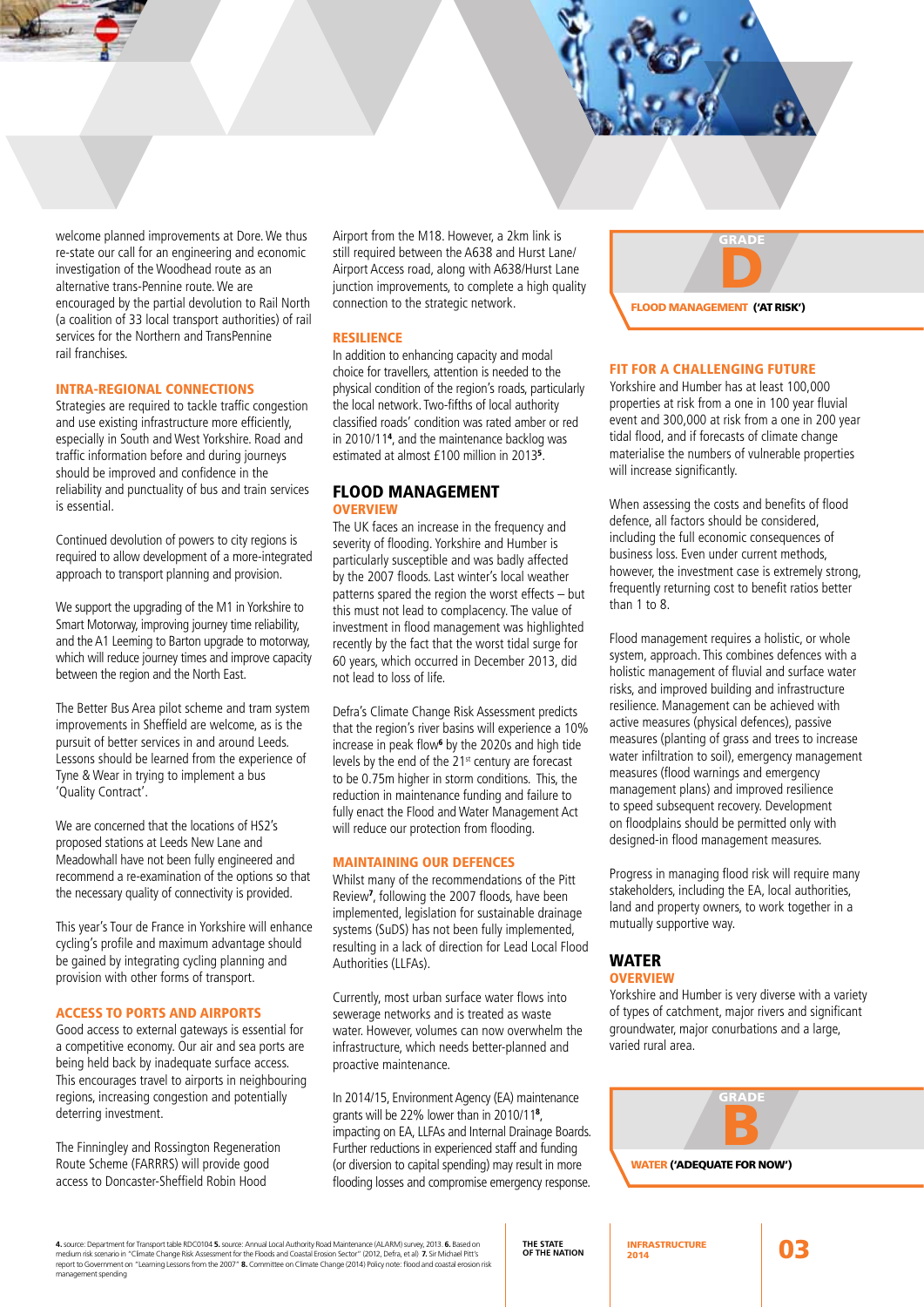welcome planned improvements at Dore. We thus re-state our call for an engineering and economic investigation of the Woodhead route as an alternative trans-Pennine route. We are encouraged by the partial devolution to Rail North (a coalition of 33 local transport authorities) of rail services for the Northern and TransPennine rail franchises.

### INTRA-REGIONAL CONNECTIONS

Strategies are required to tackle traffic congestion and use existing infrastructure more efficiently, especially in South and West Yorkshire. Road and traffic information before and during journeys should be improved and confidence in the reliability and punctuality of bus and train services is essential.

Continued devolution of powers to city regions is required to allow development of a more-integrated approach to transport planning and provision.

We support the upgrading of the M1 in Yorkshire to Smart Motorway, improving journey time reliability, and the A1 Leeming to Barton upgrade to motorway, which will reduce journey times and improve capacity between the region and the North East.

The Better Bus Area pilot scheme and tram system improvements in Sheffield are welcome, as is the pursuit of better services in and around Leeds. Lessons should be learned from the experience of Tyne & Wear in trying to implement a bus 'Quality Contract'.

We are concerned that the locations of HS2's proposed stations at Leeds New Lane and Meadowhall have not been fully engineered and recommend a re-examination of the options so that the necessary quality of connectivity is provided.

This year's Tour de France in Yorkshire will enhance cycling's profile and maximum advantage should be gained by integrating cycling planning and provision with other forms of transport.

### ACCESS TO PORTS AND AIRPORTS

Good access to external gateways is essential for a competitive economy. Our air and sea ports are being held back by inadequate surface access. This encourages travel to airports in neighbouring regions, increasing congestion and potentially deterring investment.

The Finningley and Rossington Regeneration Route Scheme (FARRRS) will provide good access to Doncaster-Sheffield Robin Hood Airport from the M18. However, a 2km link is still required between the A638 and Hurst Lane/Airport Access road, along with A638/Hurst Lane junction improvements, to complete a high quality connection to the strategic network.

### RESILIENCE

In addition to enhancing capacity and modal choice for travellers, attention is needed to the physical condition of the region's roads, particularly the local network. Two-fifths of local authority classified roads' condition was rated amber or red in 2010/11[4], and the maintenance backlog was estimated at almost £100 million in 2013[5].

## FLOOD MANAGEMENT

### OVERVIEW

The UK faces an increase in the frequency and severity of flooding. Yorkshire and Humber is particularly susceptible and was badly affected by the 2007 floods. Last winter's local weather patterns spared the region the worst effects – but this must not lead to complacency. The value of investment in flood management was highlighted recently by the fact that the worst tidal surge for 60 years, which occurred in December 2013, did not lead to loss of life.

Defra's Climate Change Risk Assessment predicts that the region's river basins will experience a 10% increase in peak flow[6] by the 2020s and high tide levels by the end of the 21st century are forecast to be 0.75m higher in storm conditions. This, the reduction in maintenance funding and failure to fully enact the Flood and Water Management Act will reduce our protection from flooding.

### MAINTAINING OUR DEFENCES

Whilst many of the recommendations of the Pitt Review[7], following the 2007 floods, have been implemented, legislation for sustainable drainage systems (SuDS) has not been fully implemented, resulting in a lack of direction for Lead Local Flood Authorities (LLFAs).

Currently, most urban surface water flows into sewerage networks and is treated as waste water. However, volumes can now overwhelm the infrastructure, which needs better-planned and proactive maintenance.

In 2014/15, Environment Agency (EA) maintenance grants will be 22% lower than in 2010/11[8], impacting on EA, LLFAs and Internal Drainage Boards. Further reductions in experienced staff and funding (or diversion to capital spending) may result in more flooding losses and compromise emergency response.

**GRADE D**
**FLOOD MANAGEMENT ('AT RISK')**

### FIT FOR A CHALLENGING FUTURE

Yorkshire and Humber has at least 100,000 properties at risk from a one in 100 year fluvial event and 300,000 at risk from a one in 200 year tidal flood, and if forecasts of climate change materialise the numbers of vulnerable properties will increase significantly.

When assessing the costs and benefits of flood defence, all factors should be considered, including the full economic consequences of business loss. Even under current methods, however, the investment case is extremely strong, frequently returning cost to benefit ratios better than 1 to 8.

Flood management requires a holistic, or whole system, approach. This combines defences with a holistic management of fluvial and surface water risks, and improved building and infrastructure resilience. Management can be achieved with active measures (physical defences), passive measures (planting of grass and trees to increase water infiltration to soil), emergency management measures (flood warnings and emergency management plans) and improved resilience to speed subsequent recovery. Development on floodplains should be permitted only with designed-in flood management measures.

Progress in managing flood risk will require many stakeholders, including the EA, local authorities, land and property owners, to work together in a mutually supportive way.

## WATER

### OVERVIEW

Yorkshire and Humber is very diverse with a variety of types of catchment, major rivers and significant groundwater, major conurbations and a large, varied rural area.

**GRADE B**
**WATER ('ADEQUATE FOR NOW')**

---

**4.** source: Department for Transport table RDC0104 **5.** source: Annual Local Authority Road Maintenance (ALARM) survey, 2013. **6.** Based on medium risk scenario in "Climate Change Risk Assessment for the Floods and Coastal Erosion Sector" (2012, Defra, et al) **7.** Sir Michael Pitt's report to Government on "Learning Lessons from the 2007" **8.** Committee on Climate Change (2014) Policy note: flood and coastal erosion risk management spending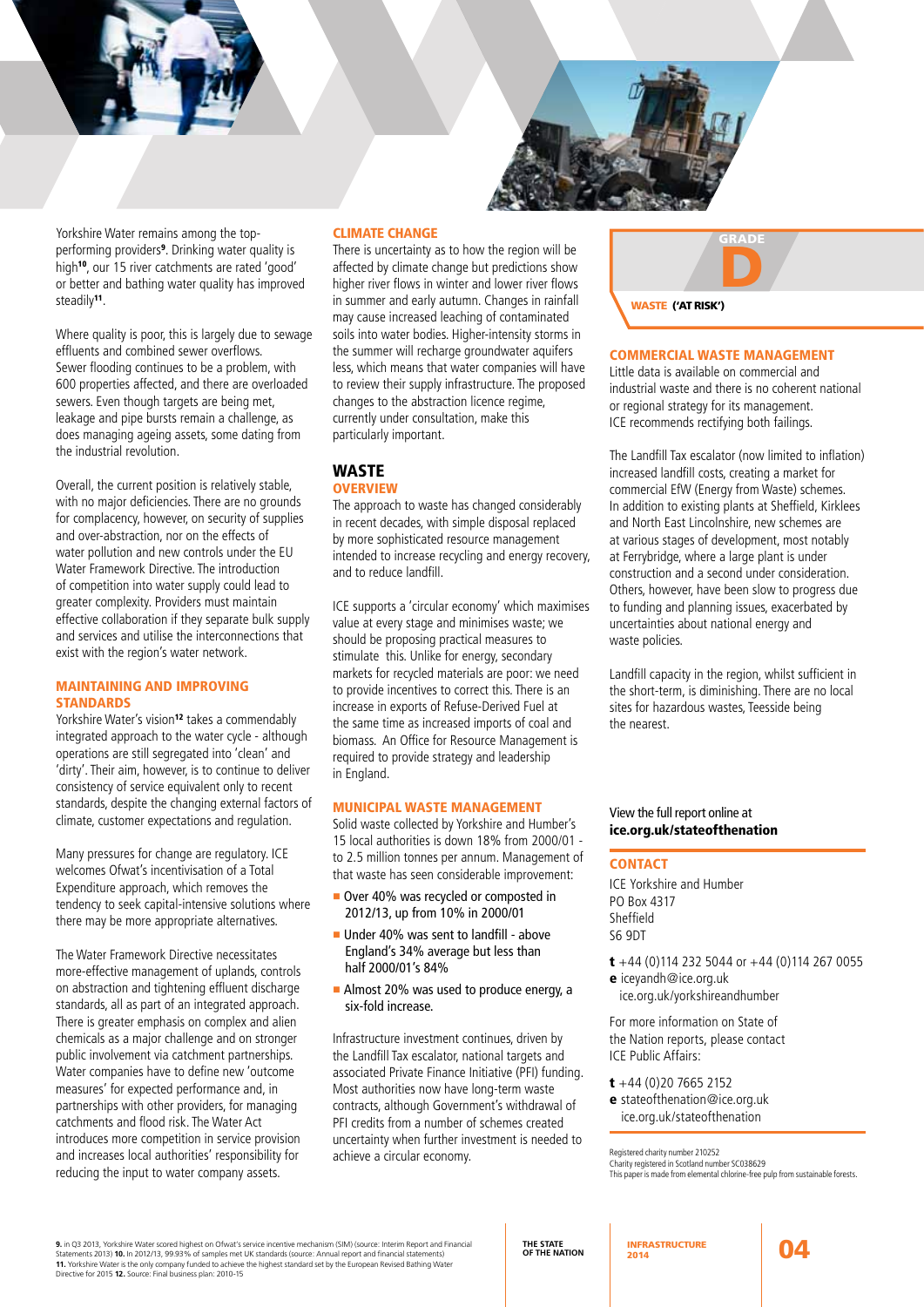Yorkshire Water remains among the top-performing providers[9]. Drinking water quality is high[10], our 15 river catchments are rated 'good' or better and bathing water quality has improved steadily[11].

Where quality is poor, this is largely due to sewage effluents and combined sewer overflows. Sewer flooding continues to be a problem, with 600 properties affected, and there are overloaded sewers. Even though targets are being met, leakage and pipe bursts remain a challenge, as does managing ageing assets, some dating from the industrial revolution.

Overall, the current position is relatively stable, with no major deficiencies. There are no grounds for complacency, however, on security of supplies and over-abstraction, nor on the effects of water pollution and new controls under the EU Water Framework Directive. The introduction of competition into water supply could lead to greater complexity. Providers must maintain effective collaboration if they separate bulk supply and services and utilise the interconnections that exist with the region's water network.

### MAINTAINING AND IMPROVING STANDARDS

Yorkshire Water's vision[12] takes a commendably integrated approach to the water cycle - although operations are still segregated into 'clean' and 'dirty'. Their aim, however, is to continue to deliver consistency of service equivalent only to recent standards, despite the changing external factors of climate, customer expectations and regulation.

Many pressures for change are regulatory. ICE welcomes Ofwat's incentivisation of a Total Expenditure approach, which removes the tendency to seek capital-intensive solutions where there may be more appropriate alternatives.

The Water Framework Directive necessitates more-effective management of uplands, controls on abstraction and tightening effluent discharge standards, all as part of an integrated approach. There is greater emphasis on complex and alien chemicals as a major challenge and on stronger public involvement via catchment partnerships. Water companies have to define new 'outcome measures' for expected performance and, in partnerships with other providers, for managing catchments and flood risk. The Water Act introduces more competition in service provision and increases local authorities' responsibility for reducing the input to water company assets.

### CLIMATE CHANGE

There is uncertainty as to how the region will be affected by climate change but predictions show higher river flows in winter and lower river flows in summer and early autumn. Changes in rainfall may cause increased leaching of contaminated soils into water bodies. Higher-intensity storms in the summer will recharge groundwater aquifers less, which means that water companies will have to review their supply infrastructure. The proposed changes to the abstraction licence regime, currently under consultation, make this particularly important.

## WASTE

### OVERVIEW

The approach to waste has changed considerably in recent decades, with simple disposal replaced by more sophisticated resource management intended to increase recycling and energy recovery, and to reduce landfill.

ICE supports a 'circular economy' which maximises value at every stage and minimises waste; we should be proposing practical measures to stimulate this. Unlike for energy, secondary markets for recycled materials are poor: we need to provide incentives to correct this. There is an increase in exports of Refuse-Derived Fuel at the same time as increased imports of coal and biomass. An Office for Resource Management is required to provide strategy and leadership in England.

### MUNICIPAL WASTE MANAGEMENT

Solid waste collected by Yorkshire and Humber's 15 local authorities is down 18% from 2000/01 - to 2.5 million tonnes per annum. Management of that waste has seen considerable improvement:

- Over 40% was recycled or composted in 2012/13, up from 10% in 2000/01
- Under 40% was sent to landfill - above England's 34% average but less than half 2000/01's 84%
- Almost 20% was used to produce energy, a six-fold increase.

Infrastructure investment continues, driven by the Landfill Tax escalator, national targets and associated Private Finance Initiative (PFI) funding. Most authorities now have long-term waste contracts, although Government's withdrawal of PFI credits from a number of schemes created uncertainty when further investment is needed to achieve a circular economy.

GRADE
**D**
**WASTE ('AT RISK')**

### COMMERCIAL WASTE MANAGEMENT

Little data is available on commercial and industrial waste and there is no coherent national or regional strategy for its management. ICE recommends rectifying both failings.

The Landfill Tax escalator (now limited to inflation) increased landfill costs, creating a market for commercial EfW (Energy from Waste) schemes. In addition to existing plants at Sheffield, Kirklees and North East Lincolnshire, new schemes are at various stages of development, most notably at Ferrybridge, where a large plant is under construction and a second under consideration. Others, however, have been slow to progress due to funding and planning issues, exacerbated by uncertainties about national energy and waste policies.

Landfill capacity in the region, whilst sufficient in the short-term, is diminishing. There are no local sites for hazardous wastes, Teesside being the nearest.

View the full report online at **ice.org.uk/stateofthenation**

### CONTACT

ICE Yorkshire and Humber
PO Box 4317
Sheffield
S6 9DT

**t** +44 (0)114 232 5044 or +44 (0)114 267 0055
**e** iceyandh@ice.org.uk
ice.org.uk/yorkshireandhumber

For more information on State of the Nation reports, please contact ICE Public Affairs:

**t** +44 (0)20 7665 2152
**e** stateofthenation@ice.org.uk
ice.org.uk/stateofthenation

Registered charity number 210252
Charity registered in Scotland number SC038629
This paper is made from elemental chlorine-free pulp from sustainable forests.

**9.** in Q3 2013, Yorkshire Water scored highest on Ofwat's service incentive mechanism (SIM) (source: Interim Report and Financial Statements 2013) **10.** In 2012/13, 99.93% of samples met UK standards (source: Annual report and financial statements) **11.** Yorkshire Water is the only company funded to achieve the highest standard set by the European Revised Bathing Water Directive for 2015 **12.** Source: Final business plan: 2010-15